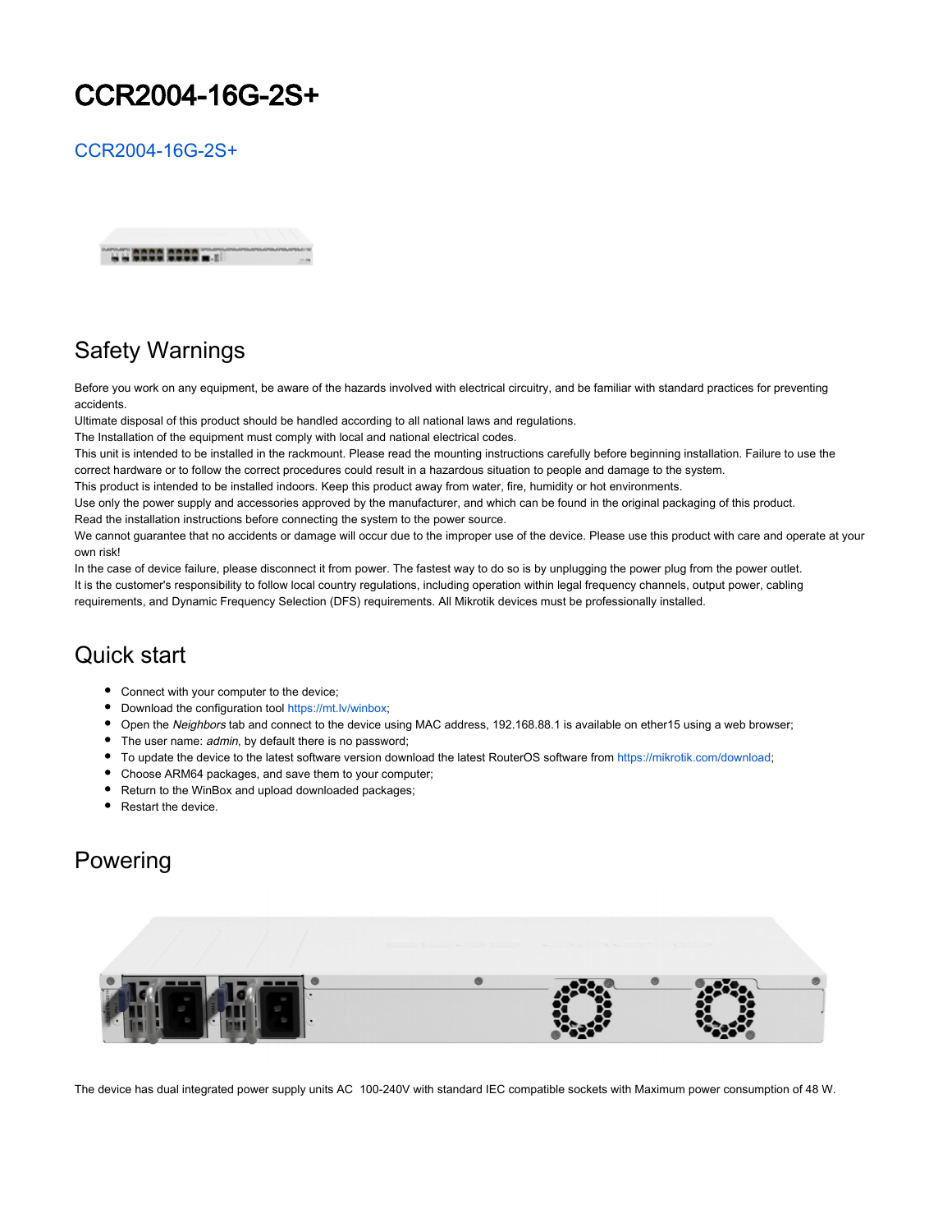# CCR2004-16G-2S+

CCR2004-16G-2S+

## Safety Warnings

Before you work on any equipment, be aware of the hazards involved with electrical circuitry, and be familiar with standard practices for preventing accidents.
Ultimate disposal of this product should be handled according to all national laws and regulations.
The Installation of the equipment must comply with local and national electrical codes.
This unit is intended to be installed in the rackmount. Please read the mounting instructions carefully before beginning installation. Failure to use the correct hardware or to follow the correct procedures could result in a hazardous situation to people and damage to the system.
This product is intended to be installed indoors. Keep this product away from water, fire, humidity or hot environments.
Use only the power supply and accessories approved by the manufacturer, and which can be found in the original packaging of this product.
Read the installation instructions before connecting the system to the power source.
We cannot guarantee that no accidents or damage will occur due to the improper use of the device. Please use this product with care and operate at your own risk!
In the case of device failure, please disconnect it from power. The fastest way to do so is by unplugging the power plug from the power outlet.
It is the customer's responsibility to follow local country regulations, including operation within legal frequency channels, output power, cabling requirements, and Dynamic Frequency Selection (DFS) requirements. All Mikrotik devices must be professionally installed.

## Quick start

- Connect with your computer to the device;
- Download the configuration tool https://mt.lv/winbox;
- Open the *Neighbors* tab and connect to the device using MAC address, 192.168.88.1 is available on ether15 using a web browser;
- The user name: *admin*, by default there is no password;
- To update the device to the latest software version download the latest RouterOS software from https://mikrotik.com/download;
- Choose ARM64 packages, and save them to your computer;
- Return to the WinBox and upload downloaded packages;
- Restart the device.

## Powering

The device has dual integrated power supply units AC 100-240V with standard IEC compatible sockets with Maximum power consumption of 48 W.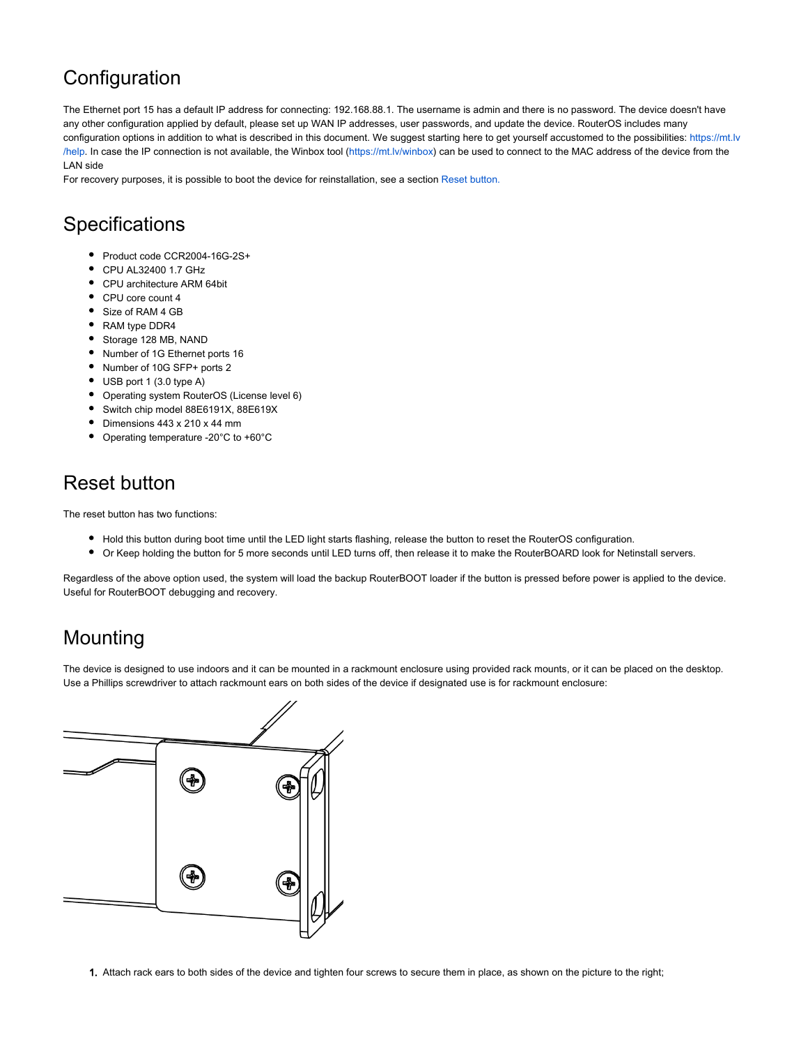## Configuration

The Ethernet port 15 has a default IP address for connecting: 192.168.88.1. The username is admin and there is no password. The device doesn't have any other configuration applied by default, please set up WAN IP addresses, user passwords, and update the device. RouterOS includes many configuration options in addition to what is described in this document. We suggest starting here to get yourself accustomed to the possibilities: https://mt.lv/help. In case the IP connection is not available, the Winbox tool (https://mt.lv/winbox) can be used to connect to the MAC address of the device from the LAN side

For recovery purposes, it is possible to boot the device for reinstallation, see a section Reset button.

## Specifications

- Product code CCR2004-16G-2S+
- CPU AL32400 1.7 GHz
- CPU architecture ARM 64bit
- CPU core count 4
- Size of RAM 4 GB
- RAM type DDR4
- Storage 128 MB, NAND
- Number of 1G Ethernet ports 16
- Number of 10G SFP+ ports 2
- USB port 1 (3.0 type A)
- Operating system RouterOS (License level 6)
- Switch chip model 88E6191X, 88E619X
- Dimensions 443 x 210 x 44 mm
- Operating temperature -20°C to +60°C

## Reset button

The reset button has two functions:

- Hold this button during boot time until the LED light starts flashing, release the button to reset the RouterOS configuration.
- Or Keep holding the button for 5 more seconds until LED turns off, then release it to make the RouterBOARD look for Netinstall servers.

Regardless of the above option used, the system will load the backup RouterBOOT loader if the button is pressed before power is applied to the device. Useful for RouterBOOT debugging and recovery.

## Mounting

The device is designed to use indoors and it can be mounted in a rackmount enclosure using provided rack mounts, or it can be placed on the desktop. Use a Phillips screwdriver to attach rackmount ears on both sides of the device if designated use is for rackmount enclosure:

1. Attach rack ears to both sides of the device and tighten four screws to secure them in place, as shown on the picture to the right;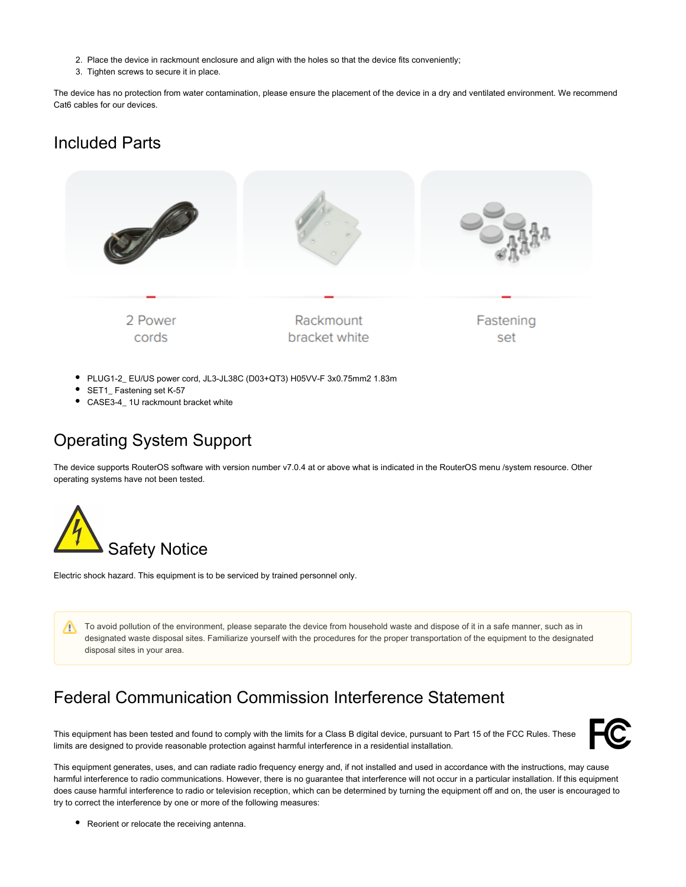2. Place the device in rackmount enclosure and align with the holes so that the device fits conveniently;
3. Tighten screws to secure it in place.

The device has no protection from water contamination, please ensure the placement of the device in a dry and ventilated environment. We recommend Cat6 cables for our devices.

## Included Parts

2 Power cords

Rackmount bracket white

Fastening set

- PLUG1-2_ EU/US power cord, JL3-JL38C (D03+QT3) H05VV-F 3x0.75mm2 1.83m
- SET1_ Fastening set K-57
- CASE3-4_ 1U rackmount bracket white

## Operating System Support

The device supports RouterOS software with version number v7.0.4 at or above what is indicated in the RouterOS menu /system resource. Other operating systems have not been tested.

## Safety Notice

Electric shock hazard. This equipment is to be serviced by trained personnel only.

> To avoid pollution of the environment, please separate the device from household waste and dispose of it in a safe manner, such as in designated waste disposal sites. Familiarize yourself with the procedures for the proper transportation of the equipment to the designated disposal sites in your area.

## Federal Communication Commission Interference Statement

This equipment has been tested and found to comply with the limits for a Class B digital device, pursuant to Part 15 of the FCC Rules. These limits are designed to provide reasonable protection against harmful interference in a residential installation.

This equipment generates, uses, and can radiate radio frequency energy and, if not installed and used in accordance with the instructions, may cause harmful interference to radio communications. However, there is no guarantee that interference will not occur in a particular installation. If this equipment does cause harmful interference to radio or television reception, which can be determined by turning the equipment off and on, the user is encouraged to try to correct the interference by one or more of the following measures:

- Reorient or relocate the receiving antenna.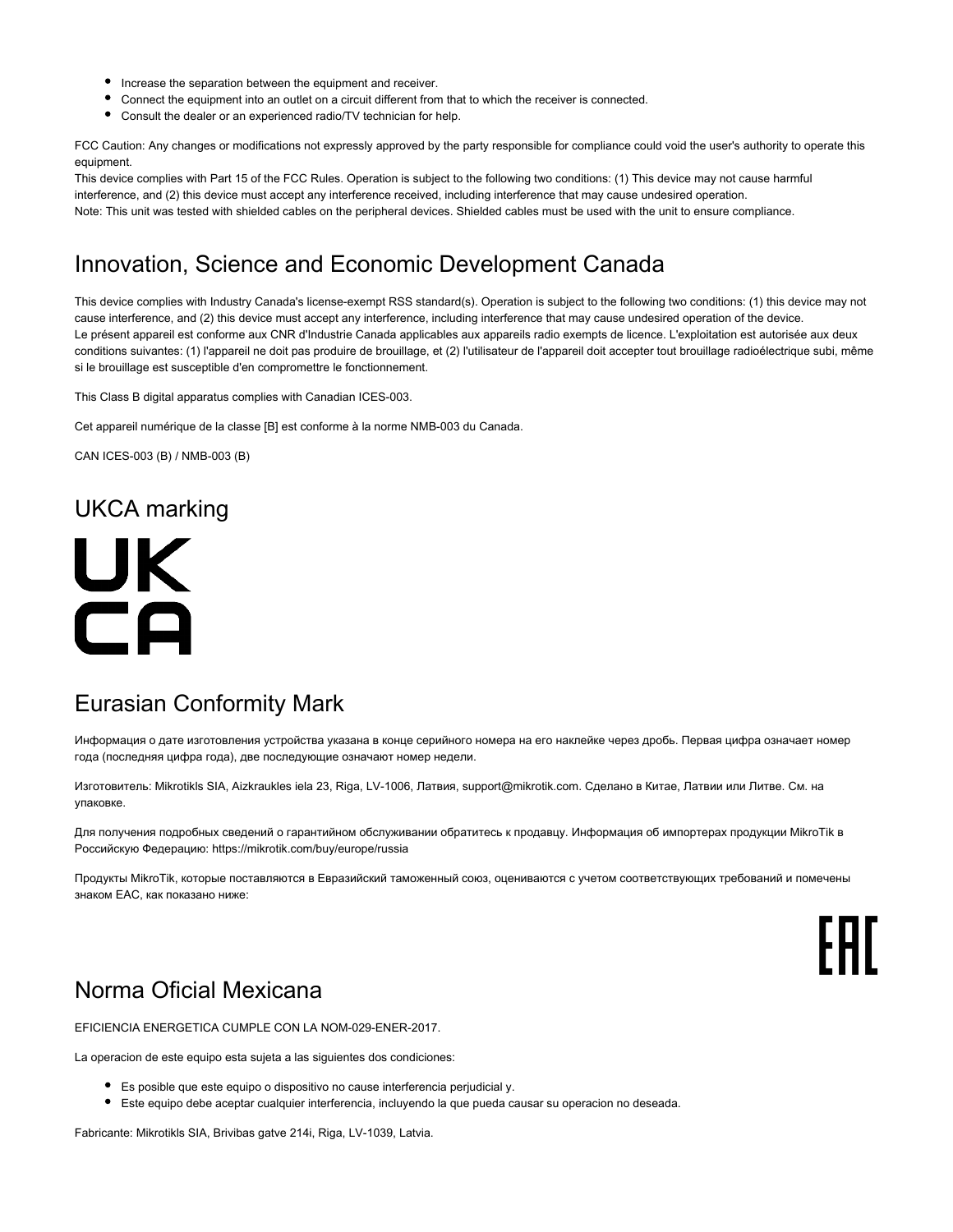- Increase the separation between the equipment and receiver.
- Connect the equipment into an outlet on a circuit different from that to which the receiver is connected.
- Consult the dealer or an experienced radio/TV technician for help.

FCC Caution: Any changes or modifications not expressly approved by the party responsible for compliance could void the user's authority to operate this equipment.
This device complies with Part 15 of the FCC Rules. Operation is subject to the following two conditions: (1) This device may not cause harmful interference, and (2) this device must accept any interference received, including interference that may cause undesired operation.
Note: This unit was tested with shielded cables on the peripheral devices. Shielded cables must be used with the unit to ensure compliance.

## Innovation, Science and Economic Development Canada

This device complies with Industry Canada's license-exempt RSS standard(s). Operation is subject to the following two conditions: (1) this device may not cause interference, and (2) this device must accept any interference, including interference that may cause undesired operation of the device.
Le présent appareil est conforme aux CNR d'Industrie Canada applicables aux appareils radio exempts de licence. L'exploitation est autorisée aux deux conditions suivantes: (1) l'appareil ne doit pas produire de brouillage, et (2) l'utilisateur de l'appareil doit accepter tout brouillage radioélectrique subi, même si le brouillage est susceptible d'en compromettre le fonctionnement.

This Class B digital apparatus complies with Canadian ICES-003.

Cet appareil numérique de la classe [B] est conforme à la norme NMB-003 du Canada.

CAN ICES-003 (B) / NMB-003 (B)

## UKCA marking

UK
CA

## Eurasian Conformity Mark

Информация о дате изготовления устройства указана в конце серийного номера на его наклейке через дробь. Первая цифра означает номер года (последняя цифра года), две последующие означают номер недели.

Изготовитель: Mikrotikls SIA, Aizkraukles iela 23, Riga, LV-1006, Латвия, support@mikrotik.com. Сделано в Китае, Латвии или Литве. См. на упаковке.

Для получения подробных сведений о гарантийном обслуживании обратитесь к продавцу. Информация об импортерах продукции MikroTik в Российскую Федерацию: https://mikrotik.com/buy/europe/russia

Продукты MikroTik, которые поставляются в Евразийский таможенный союз, оцениваются с учетом соответствующих требований и помечены знаком EAC, как показано ниже:

EAC

## Norma Oficial Mexicana

EFICIENCIA ENERGETICA CUMPLE CON LA NOM-029-ENER-2017.

La operacion de este equipo esta sujeta a las siguientes dos condiciones:

- Es posible que este equipo o dispositivo no cause interferencia perjudicial y.
- Este equipo debe aceptar cualquier interferencia, incluyendo la que pueda causar su operacion no deseada.

Fabricante: Mikrotikls SIA, Brivibas gatve 214i, Riga, LV-1039, Latvia.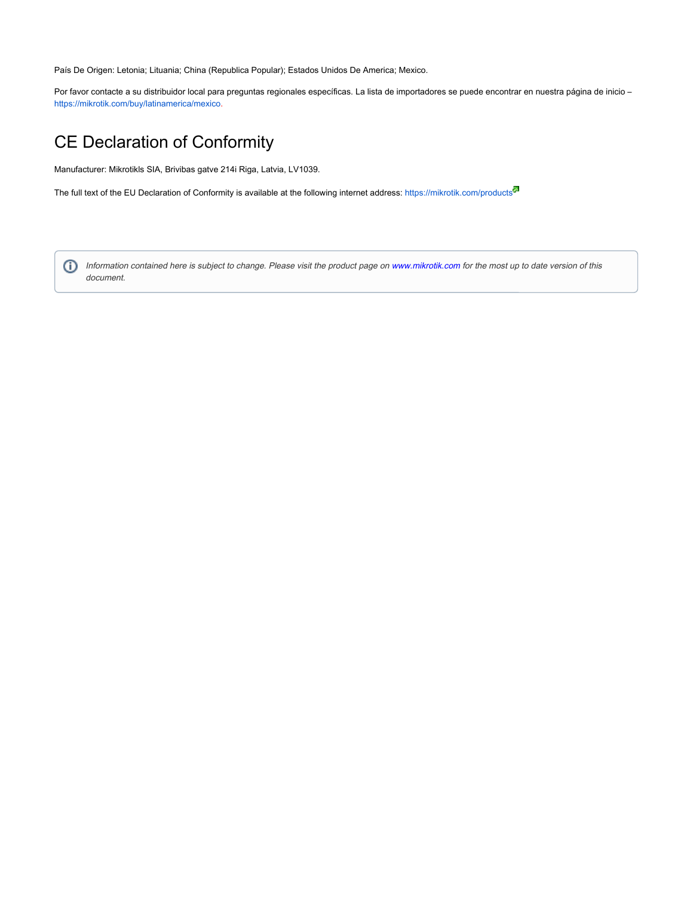País De Origen: Letonia; Lituania; China (Republica Popular); Estados Unidos De America; Mexico.

Por favor contacte a su distribuidor local para preguntas regionales específicas. La lista de importadores se puede encontrar en nuestra página de inicio – https://mikrotik.com/buy/latinamerica/mexico.

# CE Declaration of Conformity

Manufacturer: Mikrotikls SIA, Brivibas gatve 214i Riga, Latvia, LV1039.

The full text of the EU Declaration of Conformity is available at the following internet address: https://mikrotik.com/products

> *Information contained here is subject to change. Please visit the product page on www.mikrotik.com for the most up to date version of this document.*